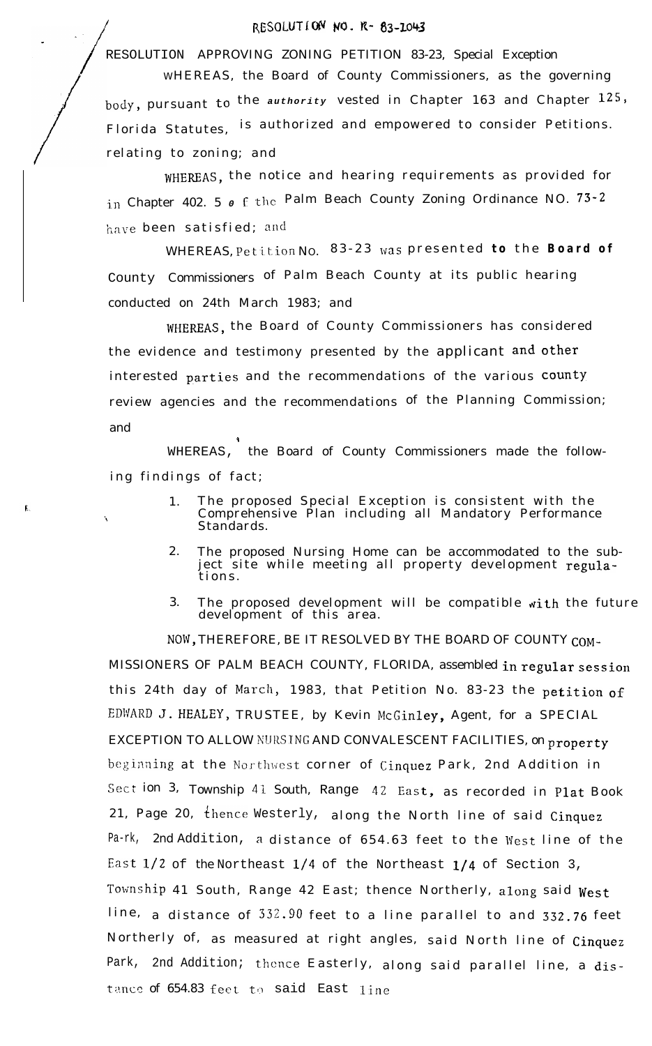# RESOLUTION NO. R- 83-1043

RESOLUTION APPROVING ZONING PETITION 83-23, Special Exception

WHEREAS, the Board of County Commissioners, as the governing body, pursuant to the *authority* vested in Chapter 163 and Chapter 125, Florida Statutes, is authorized and empowered to consider Petitions. relating to zoning; and

WHEREAS, the notice and hearing requirements as provided for in Chapter 402. 5 of the Palm Beach County Zoning Ordinance NO. 73-2 have been satisfied; and

WHEREAS, Petition No. 83-23 was presented **to** the **Board of** County Commissioners of Palm Beach County at its public hearing conducted on 24th March 1983; and

WHEREAS, the Board of County Commissioners has considered the evidence and testimony presented by the applicant and other interested parties and the recommendations of the various county review agencies and the recommendations of the Planning Commission; and

WHEREAS, the Board of County Commissioners made the following findings of fact;

1. The proposed Special Exception is consistent with the Comprehensive Plan including all Mandatory Performance Standards.
2. The proposed Nursing Home can be accommodated to the subject site while meeting all property development regulations.
3. The proposed development will be compatible with the future development of this area.

NOW, THEREFORE, BE IT RESOLVED BY THE BOARD OF COUNTY COMMISSIONERS OF PALM BEACH COUNTY, FLORIDA, assembled in regular session this 24th day of March, 1983, that Petition No. 83-23 the petition of EDWARD J. HEALEY, TRUSTEE, by Kevin McGinley, Agent, for a SPECIAL EXCEPTION TO ALLOW NURSING AND CONVALESCENT FACILITIES, on property beginning at the Northwest corner of Cinquez Park, 2nd Addition in Section 3, Township 41 South, Range 42 East, as recorded in Plat Book 21, Page 20, thence Westerly, along the North line of said Cinquez Park, 2nd Addition, a distance of 654.63 feet to the West line of the East 1/2 of the Northeast 1/4 of the Northeast 1/4 of Section 3, Township 41 South, Range 42 East; thence Northerly, along said West line, a distance of 332.90 feet to a line parallel to and 332.76 feet Northerly of, as measured at right angles, said North line of Cinquez Park, 2nd Addition; thence Easterly, along said parallel line, a distance of 654.83 feet to said East line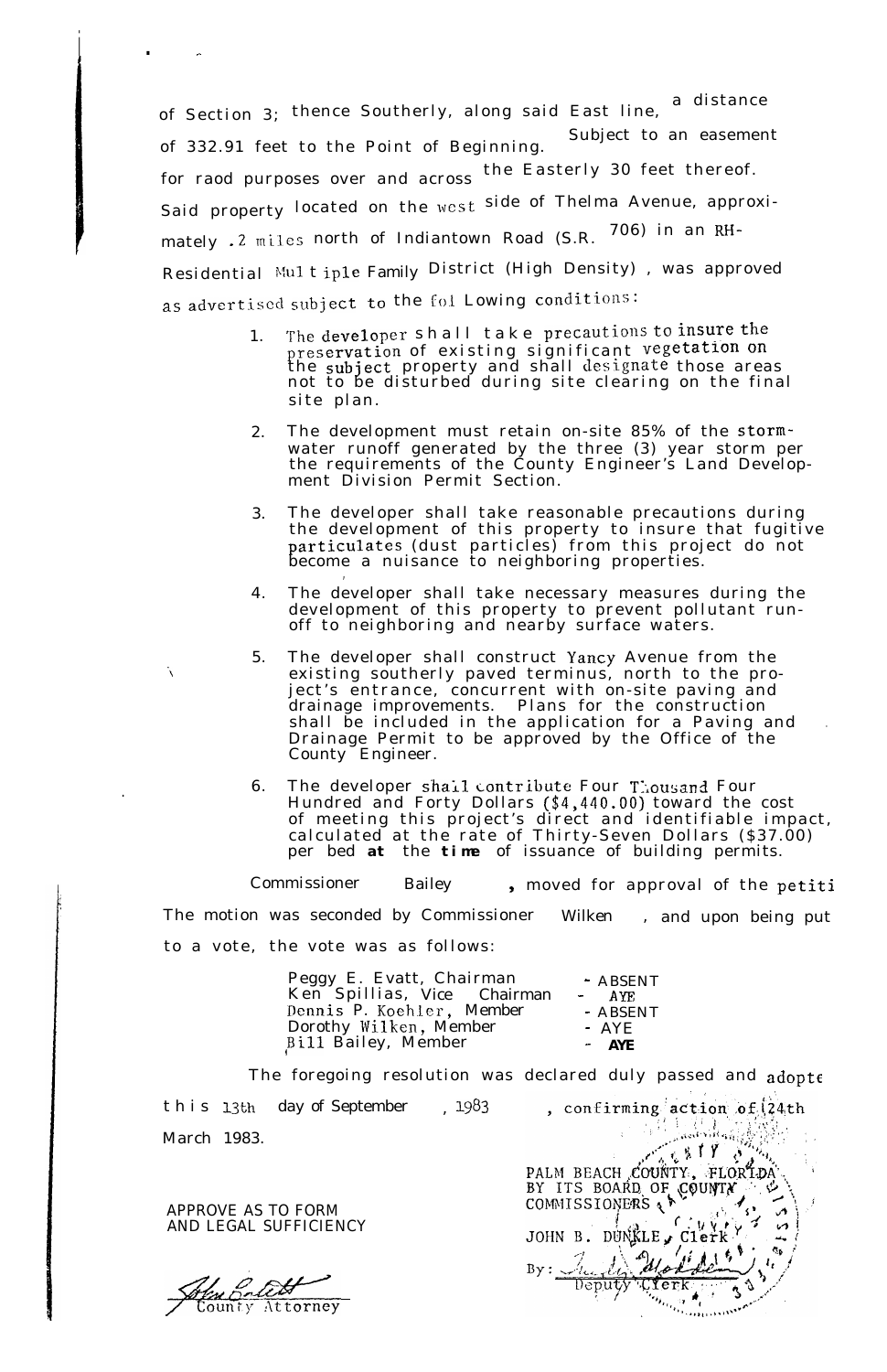of Section 3; thence Southerly, along said East line, a distance of 332.91 feet to the Point of Beginning. Subject to an easement for raod purposes over and across the Easterly 30 feet thereof. Said property located on the west side of Thelma Avenue, approximately .2 miles north of Indiantown Road (S.R. 706) in an RH-Residential Multiple Family District (High Density), was approved as advertised subject to the following conditions:

1. The developer shall take precautions to insure the preservation of existing significant vegetation on the subject property and shall designate those areas not to be disturbed during site clearing on the final site plan.

2. The development must retain on-site 85% of the stormwater runoff generated by the three (3) year storm per the requirements of the County Engineer's Land Development Division Permit Section.

3. The developer shall take reasonable precautions during the development of this property to insure that fugitive particulates (dust particles) from this project do not become a nuisance to neighboring properties.

4. The developer shall take necessary measures during the development of this property to prevent pollutant runoff to neighboring and nearby surface waters.

5. The developer shall construct Yancy Avenue from the existing southerly paved terminus, north to the project's entrance, concurrent with on-site paving and drainage improvements. Plans for the construction shall be included in the application for a Paving and Drainage Permit to be approved by the Office of the County Engineer.

6. The developer shall contribute Four Thousand Four Hundred and Forty Dollars ($4,440.00) toward the cost of meeting this project's direct and identifiable impact, calculated at the rate of Thirty-Seven Dollars ($37.00) per bed **at** the **time** of issuance of building permits.

Commissioner Bailey, moved for approval of the petiti

The motion was seconded by Commissioner Wilken, and upon being put to a vote, the vote was as follows:

| | |
|---|---|
| Peggy E. Evatt, Chairman | - ABSENT |
| Ken Spillias, Vice Chairman | - AYE |
| Dennis P. Koehler, Member | - ABSENT |
| Dorothy Wilken, Member | - AYE |
| Bill Bailey, Member | - **AYE** |

The foregoing resolution was declared duly passed and adopte this 13th day of September, 1983, confirming action of 24th March 1983.

PALM BEACH COUNTY, FLORIDA
BY ITS BOARD OF COUNTY
COMMISSIONERS

JOHN B. DUNKLE, Clerk

By: Deputy Clerk

APPROVE AS TO FORM
AND LEGAL SUFFICIENCY

County Attorney